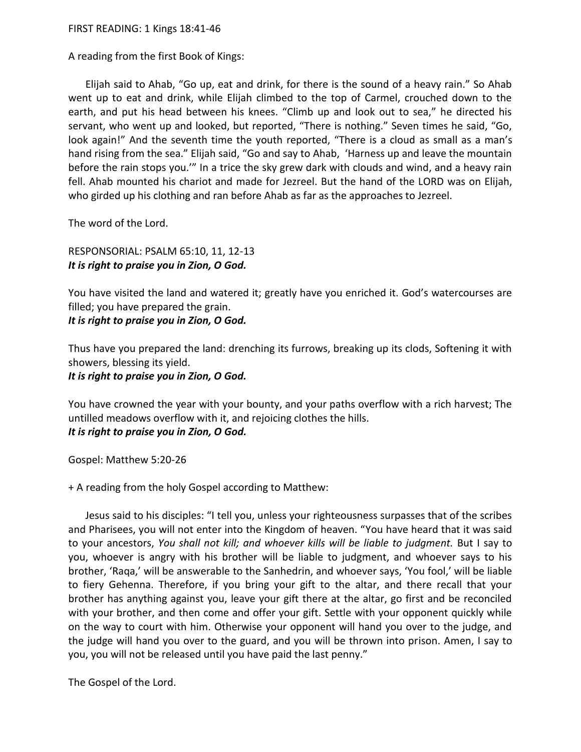FIRST READING: 1 Kings 18:41-46

A reading from the first Book of Kings:

Elijah said to Ahab, “Go up, eat and drink, for there is the sound of a heavy rain.” So Ahab went up to eat and drink, while Elijah climbed to the top of Carmel, crouched down to the earth, and put his head between his knees. “Climb up and look out to sea,” he directed his servant, who went up and looked, but reported, “There is nothing.” Seven times he said, “Go, look again!” And the seventh time the youth reported, “There is a cloud as small as a man’s hand rising from the sea.” Elijah said, “Go and say to Ahab, ‘Harness up and leave the mountain before the rain stops you.’” In a trice the sky grew dark with clouds and wind, and a heavy rain fell. Ahab mounted his chariot and made for Jezreel. But the hand of the LORD was on Elijah, who girded up his clothing and ran before Ahab as far as the approaches to Jezreel.

The word of the Lord.

RESPONSORIAL: PSALM 65:10, 11, 12-13
***It is right to praise you in Zion, O God.***

You have visited the land and watered it; greatly have you enriched it. God’s watercourses are filled; you have prepared the grain.
***It is right to praise you in Zion, O God.***

Thus have you prepared the land: drenching its furrows, breaking up its clods, Softening it with showers, blessing its yield.
***It is right to praise you in Zion, O God.***

You have crowned the year with your bounty, and your paths overflow with a rich harvest; The untilled meadows overflow with it, and rejoicing clothes the hills.
***It is right to praise you in Zion, O God.***

Gospel: Matthew 5:20-26

+ A reading from the holy Gospel according to Matthew:

Jesus said to his disciples: “I tell you, unless your righteousness surpasses that of the scribes and Pharisees, you will not enter into the Kingdom of heaven. “You have heard that it was said to your ancestors, *You shall not kill; and whoever kills will be liable to judgment.* But I say to you, whoever is angry with his brother will be liable to judgment, and whoever says to his brother, ‘Raqa,’ will be answerable to the Sanhedrin, and whoever says, ‘You fool,’ will be liable to fiery Gehenna. Therefore, if you bring your gift to the altar, and there recall that your brother has anything against you, leave your gift there at the altar, go first and be reconciled with your brother, and then come and offer your gift. Settle with your opponent quickly while on the way to court with him. Otherwise your opponent will hand you over to the judge, and the judge will hand you over to the guard, and you will be thrown into prison. Amen, I say to you, you will not be released until you have paid the last penny.”

The Gospel of the Lord.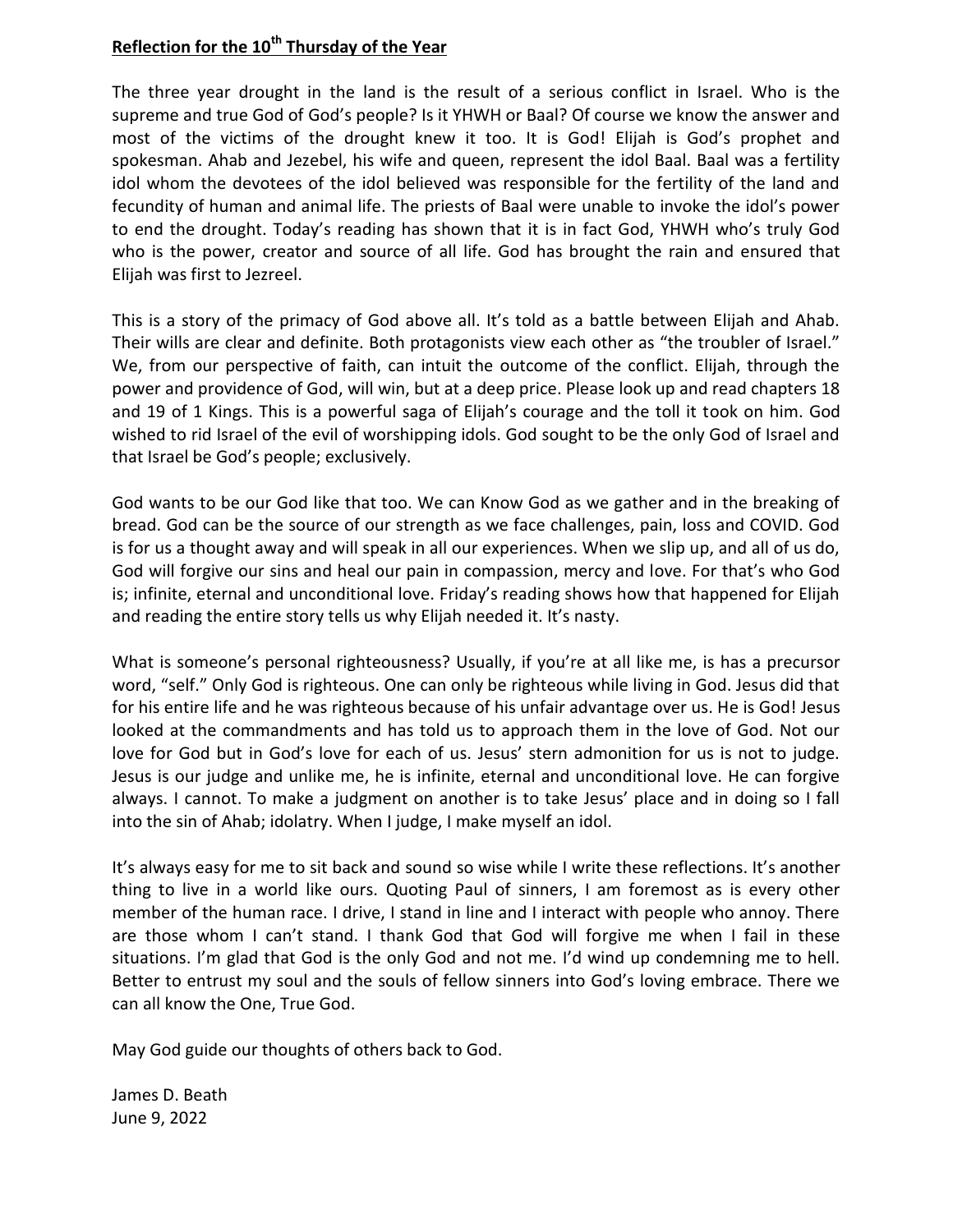**Reflection for the 10th Thursday of the Year**

The three year drought in the land is the result of a serious conflict in Israel. Who is the supreme and true God of God's people? Is it YHWH or Baal? Of course we know the answer and most of the victims of the drought knew it too. It is God! Elijah is God's prophet and spokesman. Ahab and Jezebel, his wife and queen, represent the idol Baal. Baal was a fertility idol whom the devotees of the idol believed was responsible for the fertility of the land and fecundity of human and animal life. The priests of Baal were unable to invoke the idol's power to end the drought. Today's reading has shown that it is in fact God, YHWH who's truly God who is the power, creator and source of all life. God has brought the rain and ensured that Elijah was first to Jezreel.

This is a story of the primacy of God above all. It's told as a battle between Elijah and Ahab. Their wills are clear and definite. Both protagonists view each other as "the troubler of Israel." We, from our perspective of faith, can intuit the outcome of the conflict. Elijah, through the power and providence of God, will win, but at a deep price. Please look up and read chapters 18 and 19 of 1 Kings. This is a powerful saga of Elijah's courage and the toll it took on him. God wished to rid Israel of the evil of worshipping idols. God sought to be the only God of Israel and that Israel be God's people; exclusively.

God wants to be our God like that too. We can Know God as we gather and in the breaking of bread. God can be the source of our strength as we face challenges, pain, loss and COVID. God is for us a thought away and will speak in all our experiences. When we slip up, and all of us do, God will forgive our sins and heal our pain in compassion, mercy and love. For that's who God is; infinite, eternal and unconditional love. Friday's reading shows how that happened for Elijah and reading the entire story tells us why Elijah needed it. It's nasty.

What is someone's personal righteousness? Usually, if you're at all like me, is has a precursor word, "self." Only God is righteous. One can only be righteous while living in God. Jesus did that for his entire life and he was righteous because of his unfair advantage over us. He is God! Jesus looked at the commandments and has told us to approach them in the love of God. Not our love for God but in God's love for each of us. Jesus' stern admonition for us is not to judge. Jesus is our judge and unlike me, he is infinite, eternal and unconditional love. He can forgive always. I cannot. To make a judgment on another is to take Jesus' place and in doing so I fall into the sin of Ahab; idolatry. When I judge, I make myself an idol.

It's always easy for me to sit back and sound so wise while I write these reflections. It's another thing to live in a world like ours. Quoting Paul of sinners, I am foremost as is every other member of the human race. I drive, I stand in line and I interact with people who annoy. There are those whom I can't stand. I thank God that God will forgive me when I fail in these situations. I'm glad that God is the only God and not me. I'd wind up condemning me to hell. Better to entrust my soul and the souls of fellow sinners into God's loving embrace. There we can all know the One, True God.

May God guide our thoughts of others back to God.

James D. Beath
June 9, 2022